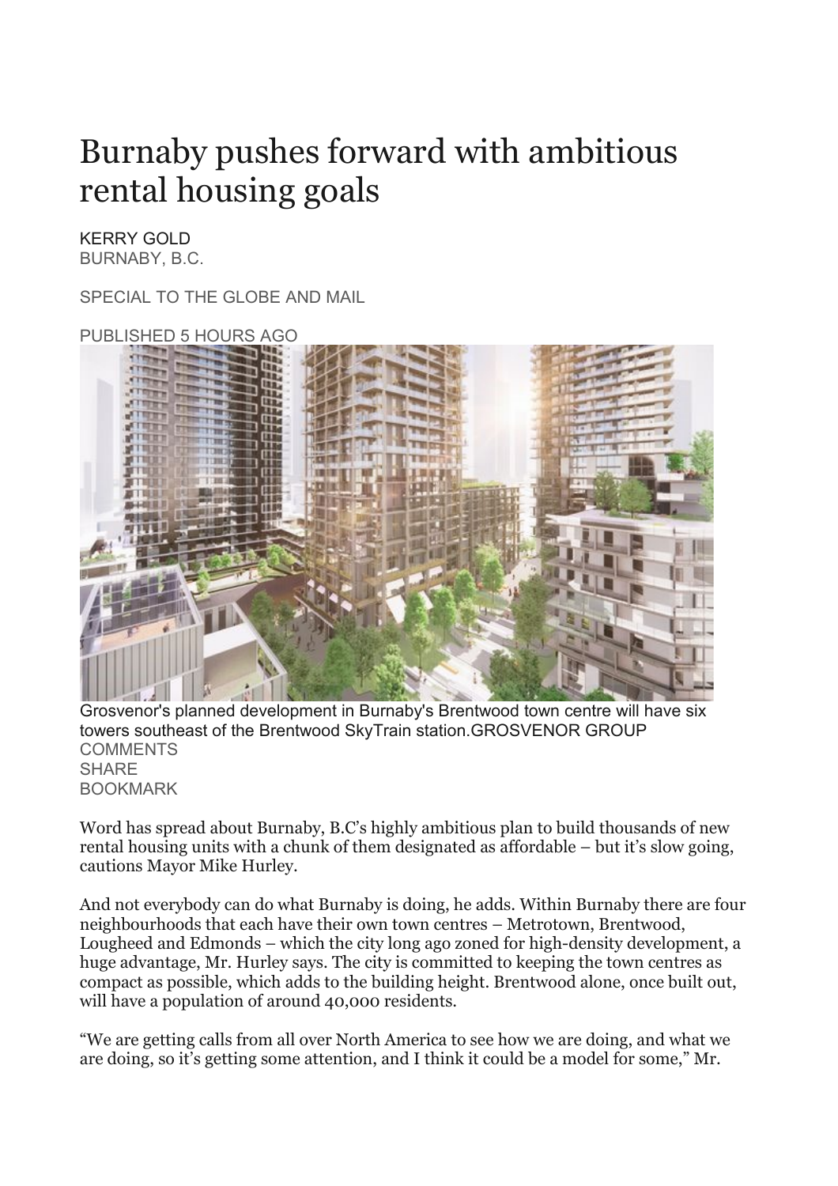# Burnaby pushes forward with ambitious rental housing goals

KERRY GOLD
BURNABY, B.C.

SPECIAL TO THE GLOBE AND MAIL

PUBLISHED 5 HOURS AGO

Grosvenor's planned development in Burnaby's Brentwood town centre will have six towers southeast of the Brentwood SkyTrain station.GROSVENOR GROUP

COMMENTS
SHARE
BOOKMARK

Word has spread about Burnaby, B.C's highly ambitious plan to build thousands of new rental housing units with a chunk of them designated as affordable – but it's slow going, cautions Mayor Mike Hurley.

And not everybody can do what Burnaby is doing, he adds. Within Burnaby there are four neighbourhoods that each have their own town centres – Metrotown, Brentwood, Lougheed and Edmonds – which the city long ago zoned for high-density development, a huge advantage, Mr. Hurley says. The city is committed to keeping the town centres as compact as possible, which adds to the building height. Brentwood alone, once built out, will have a population of around 40,000 residents.

"We are getting calls from all over North America to see how we are doing, and what we are doing, so it's getting some attention, and I think it could be a model for some," Mr.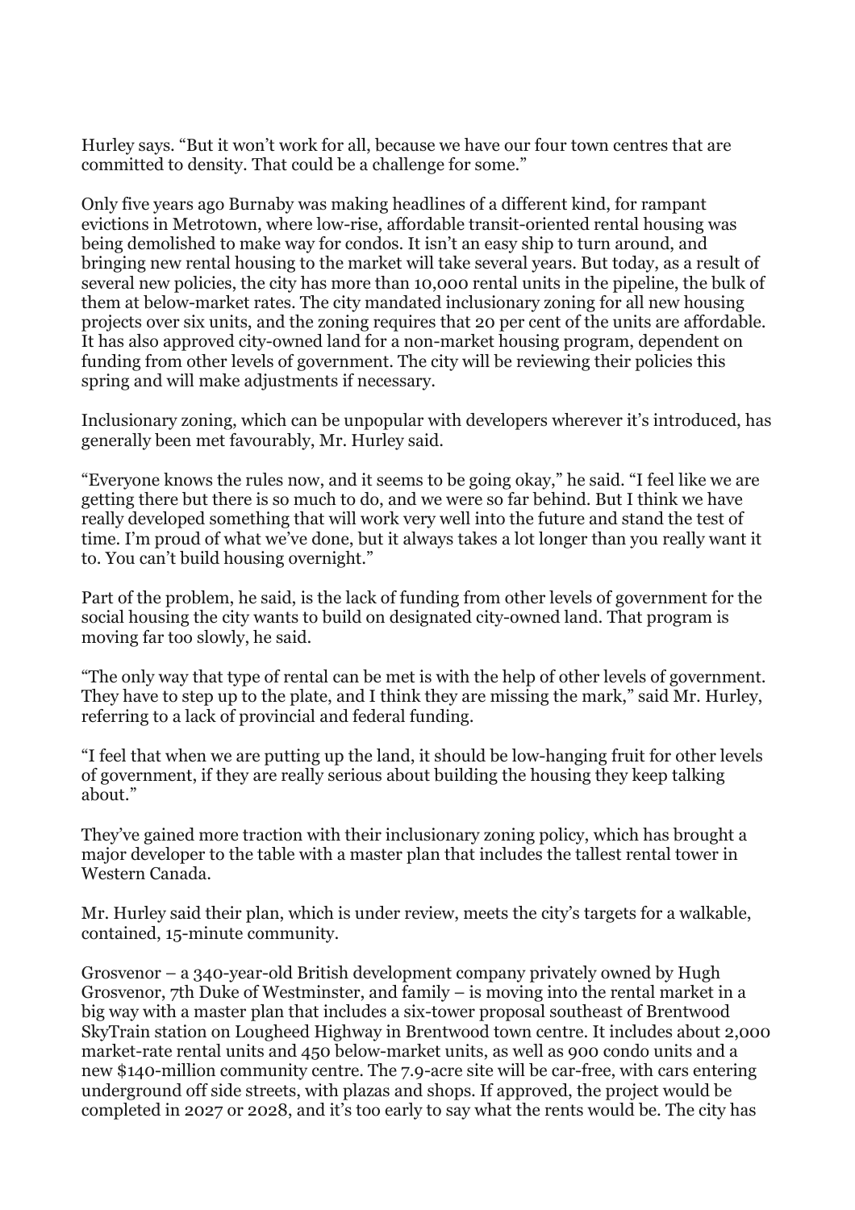Hurley says. “But it won’t work for all, because we have our four town centres that are committed to density. That could be a challenge for some.”

Only five years ago Burnaby was making headlines of a different kind, for rampant evictions in Metrotown, where low-rise, affordable transit-oriented rental housing was being demolished to make way for condos. It isn’t an easy ship to turn around, and bringing new rental housing to the market will take several years. But today, as a result of several new policies, the city has more than 10,000 rental units in the pipeline, the bulk of them at below-market rates. The city mandated inclusionary zoning for all new housing projects over six units, and the zoning requires that 20 per cent of the units are affordable. It has also approved city-owned land for a non-market housing program, dependent on funding from other levels of government. The city will be reviewing their policies this spring and will make adjustments if necessary.

Inclusionary zoning, which can be unpopular with developers wherever it’s introduced, has generally been met favourably, Mr. Hurley said.

“Everyone knows the rules now, and it seems to be going okay,” he said. “I feel like we are getting there but there is so much to do, and we were so far behind. But I think we have really developed something that will work very well into the future and stand the test of time. I’m proud of what we’ve done, but it always takes a lot longer than you really want it to. You can’t build housing overnight.”

Part of the problem, he said, is the lack of funding from other levels of government for the social housing the city wants to build on designated city-owned land. That program is moving far too slowly, he said.

“The only way that type of rental can be met is with the help of other levels of government. They have to step up to the plate, and I think they are missing the mark,” said Mr. Hurley, referring to a lack of provincial and federal funding.

“I feel that when we are putting up the land, it should be low-hanging fruit for other levels of government, if they are really serious about building the housing they keep talking about.”

They’ve gained more traction with their inclusionary zoning policy, which has brought a major developer to the table with a master plan that includes the tallest rental tower in Western Canada.

Mr. Hurley said their plan, which is under review, meets the city’s targets for a walkable, contained, 15-minute community.

Grosvenor – a 340-year-old British development company privately owned by Hugh Grosvenor, 7th Duke of Westminster, and family – is moving into the rental market in a big way with a master plan that includes a six-tower proposal southeast of Brentwood SkyTrain station on Lougheed Highway in Brentwood town centre. It includes about 2,000 market-rate rental units and 450 below-market units, as well as 900 condo units and a new $140-million community centre. The 7.9-acre site will be car-free, with cars entering underground off side streets, with plazas and shops. If approved, the project would be completed in 2027 or 2028, and it’s too early to say what the rents would be. The city has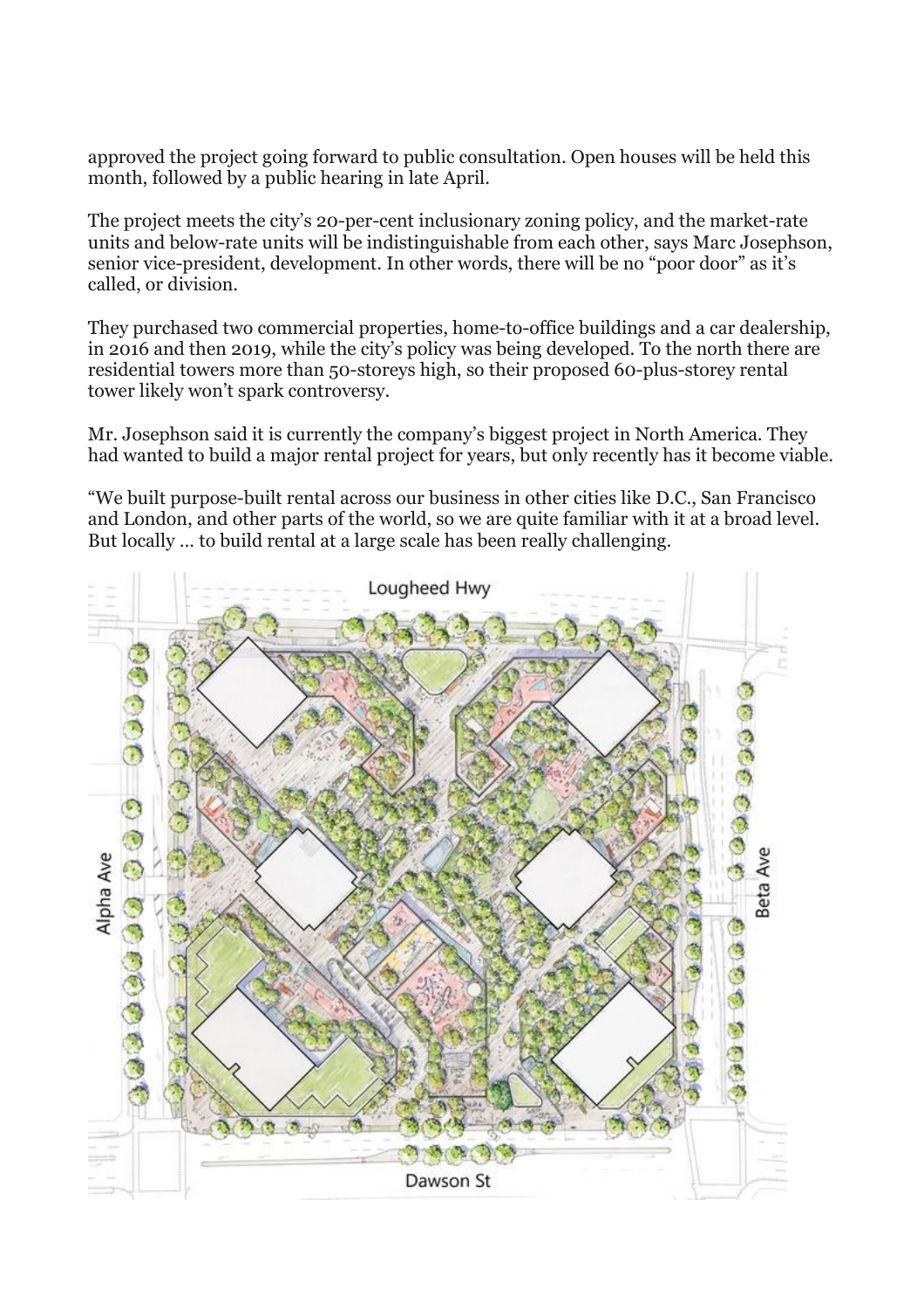approved the project going forward to public consultation. Open houses will be held this month, followed by a public hearing in late April.

The project meets the city's 20-per-cent inclusionary zoning policy, and the market-rate units and below-rate units will be indistinguishable from each other, says Marc Josephson, senior vice-president, development. In other words, there will be no "poor door" as it's called, or division.

They purchased two commercial properties, home-to-office buildings and a car dealership, in 2016 and then 2019, while the city's policy was being developed. To the north there are residential towers more than 50-storeys high, so their proposed 60-plus-storey rental tower likely won't spark controversy.

Mr. Josephson said it is currently the company's biggest project in North America. They had wanted to build a major rental project for years, but only recently has it become viable.

"We built purpose-built rental across our business in other cities like D.C., San Francisco and London, and other parts of the world, so we are quite familiar with it at a broad level. But locally … to build rental at a large scale has been really challenging.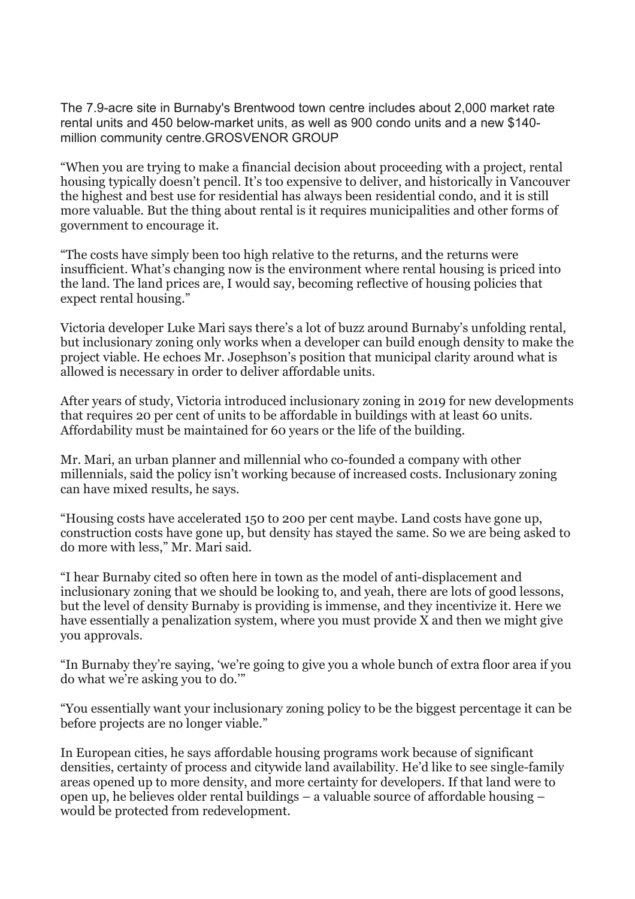The 7.9-acre site in Burnaby's Brentwood town centre includes about 2,000 market rate rental units and 450 below-market units, as well as 900 condo units and a new $140-million community centre.GROSVENOR GROUP

"When you are trying to make a financial decision about proceeding with a project, rental housing typically doesn't pencil. It's too expensive to deliver, and historically in Vancouver the highest and best use for residential has always been residential condo, and it is still more valuable. But the thing about rental is it requires municipalities and other forms of government to encourage it.

"The costs have simply been too high relative to the returns, and the returns were insufficient. What's changing now is the environment where rental housing is priced into the land. The land prices are, I would say, becoming reflective of housing policies that expect rental housing."

Victoria developer Luke Mari says there's a lot of buzz around Burnaby's unfolding rental, but inclusionary zoning only works when a developer can build enough density to make the project viable. He echoes Mr. Josephson's position that municipal clarity around what is allowed is necessary in order to deliver affordable units.

After years of study, Victoria introduced inclusionary zoning in 2019 for new developments that requires 20 per cent of units to be affordable in buildings with at least 60 units. Affordability must be maintained for 60 years or the life of the building.

Mr. Mari, an urban planner and millennial who co-founded a company with other millennials, said the policy isn't working because of increased costs. Inclusionary zoning can have mixed results, he says.

"Housing costs have accelerated 150 to 200 per cent maybe. Land costs have gone up, construction costs have gone up, but density has stayed the same. So we are being asked to do more with less," Mr. Mari said.

"I hear Burnaby cited so often here in town as the model of anti-displacement and inclusionary zoning that we should be looking to, and yeah, there are lots of good lessons, but the level of density Burnaby is providing is immense, and they incentivize it. Here we have essentially a penalization system, where you must provide X and then we might give you approvals.

"In Burnaby they're saying, 'we're going to give you a whole bunch of extra floor area if you do what we're asking you to do.'"

"You essentially want your inclusionary zoning policy to be the biggest percentage it can be before projects are no longer viable."

In European cities, he says affordable housing programs work because of significant densities, certainty of process and citywide land availability. He'd like to see single-family areas opened up to more density, and more certainty for developers. If that land were to open up, he believes older rental buildings – a valuable source of affordable housing – would be protected from redevelopment.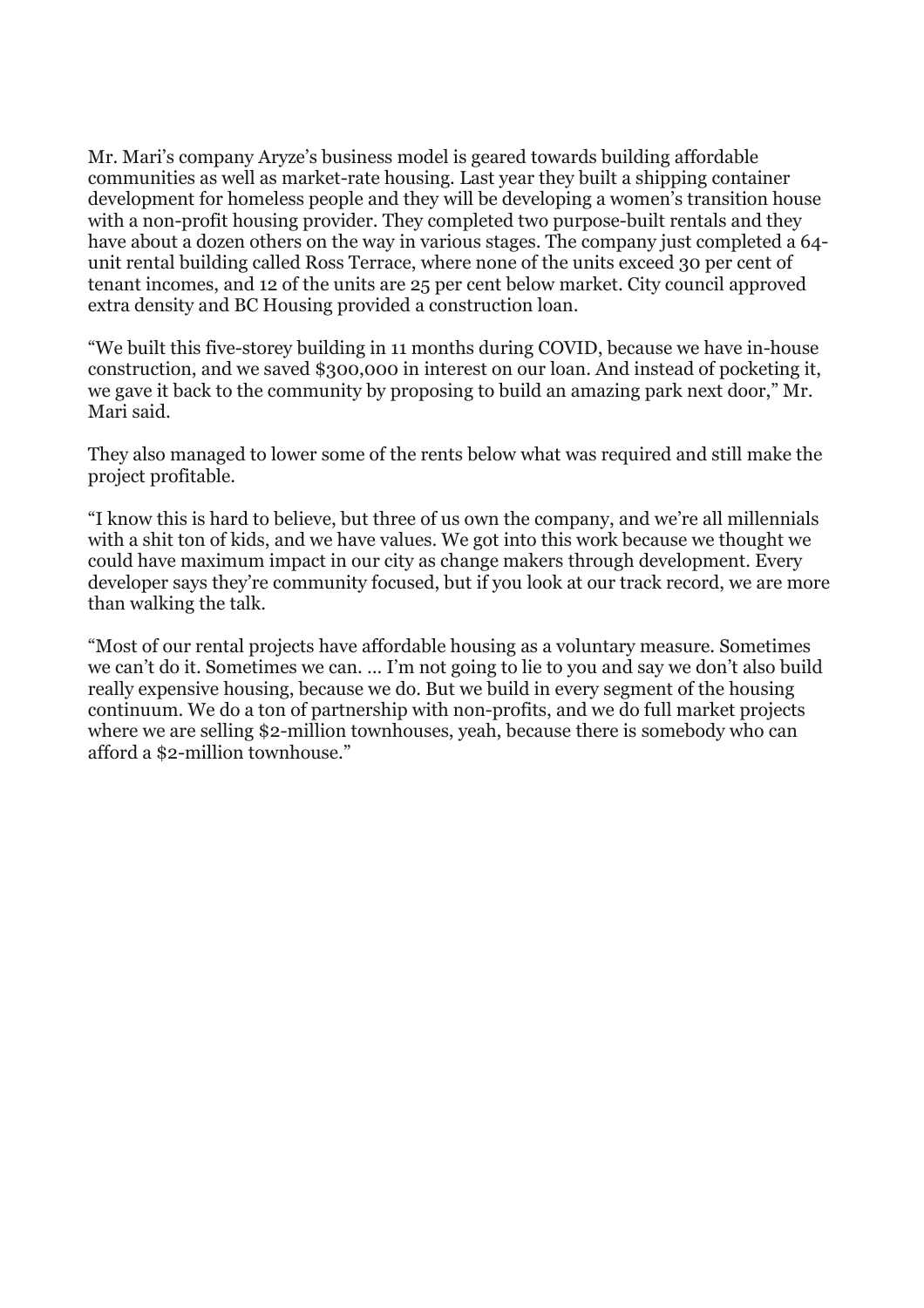Mr. Mari's company Aryze's business model is geared towards building affordable communities as well as market-rate housing. Last year they built a shipping container development for homeless people and they will be developing a women's transition house with a non-profit housing provider. They completed two purpose-built rentals and they have about a dozen others on the way in various stages. The company just completed a 64-unit rental building called Ross Terrace, where none of the units exceed 30 per cent of tenant incomes, and 12 of the units are 25 per cent below market. City council approved extra density and BC Housing provided a construction loan.

"We built this five-storey building in 11 months during COVID, because we have in-house construction, and we saved $300,000 in interest on our loan. And instead of pocketing it, we gave it back to the community by proposing to build an amazing park next door," Mr. Mari said.

They also managed to lower some of the rents below what was required and still make the project profitable.

"I know this is hard to believe, but three of us own the company, and we're all millennials with a shit ton of kids, and we have values. We got into this work because we thought we could have maximum impact in our city as change makers through development. Every developer says they're community focused, but if you look at our track record, we are more than walking the talk.

"Most of our rental projects have affordable housing as a voluntary measure. Sometimes we can't do it. Sometimes we can. … I'm not going to lie to you and say we don't also build really expensive housing, because we do. But we build in every segment of the housing continuum. We do a ton of partnership with non-profits, and we do full market projects where we are selling $2-million townhouses, yeah, because there is somebody who can afford a $2-million townhouse."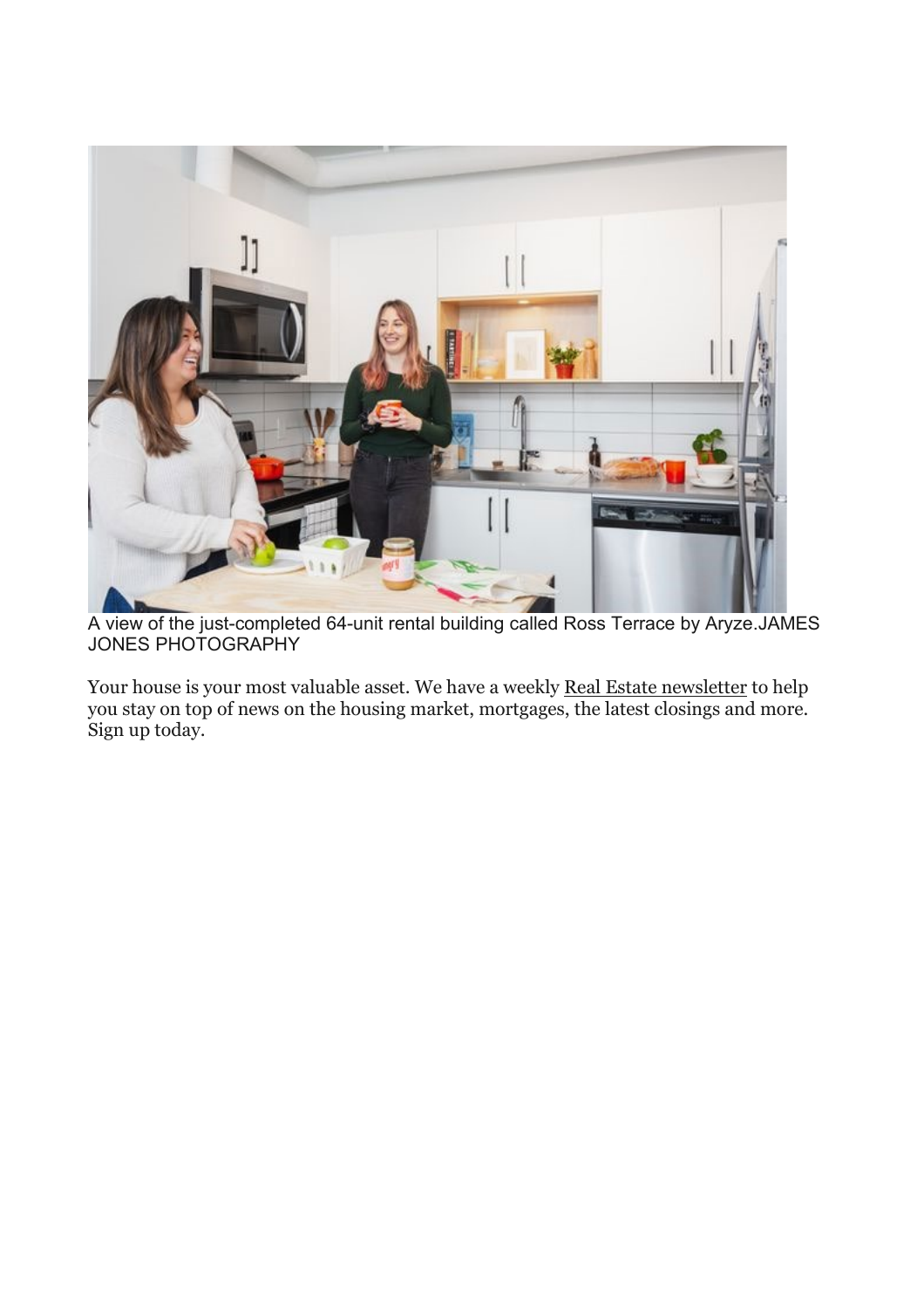A view of the just-completed 64-unit rental building called Ross Terrace by Aryze.JAMES JONES PHOTOGRAPHY

Your house is your most valuable asset. We have a weekly Real Estate newsletter to help you stay on top of news on the housing market, mortgages, the latest closings and more. Sign up today.